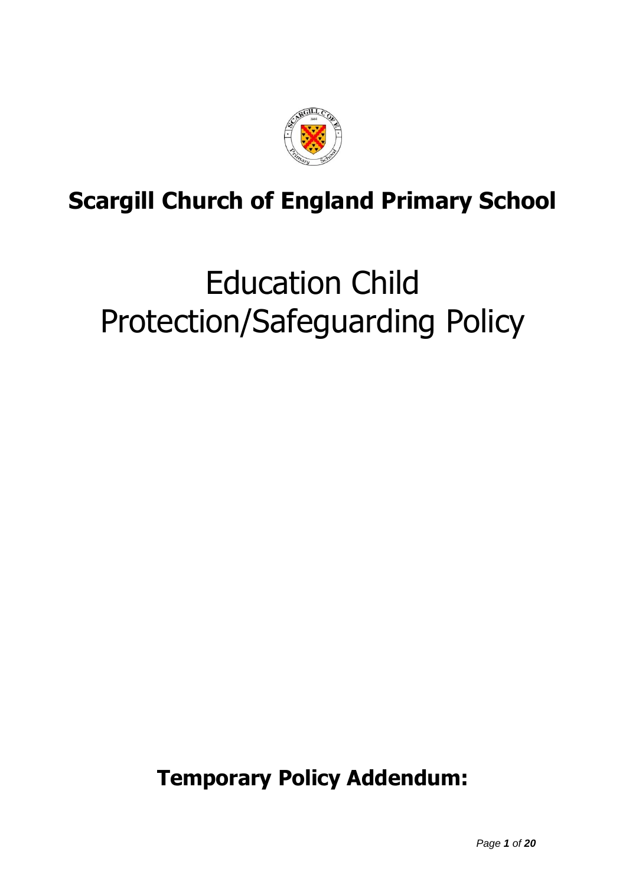# Scargill Church of England Primary School

# Education Child Protection/Safeguarding Policy

**Temporary Policy Addendum:**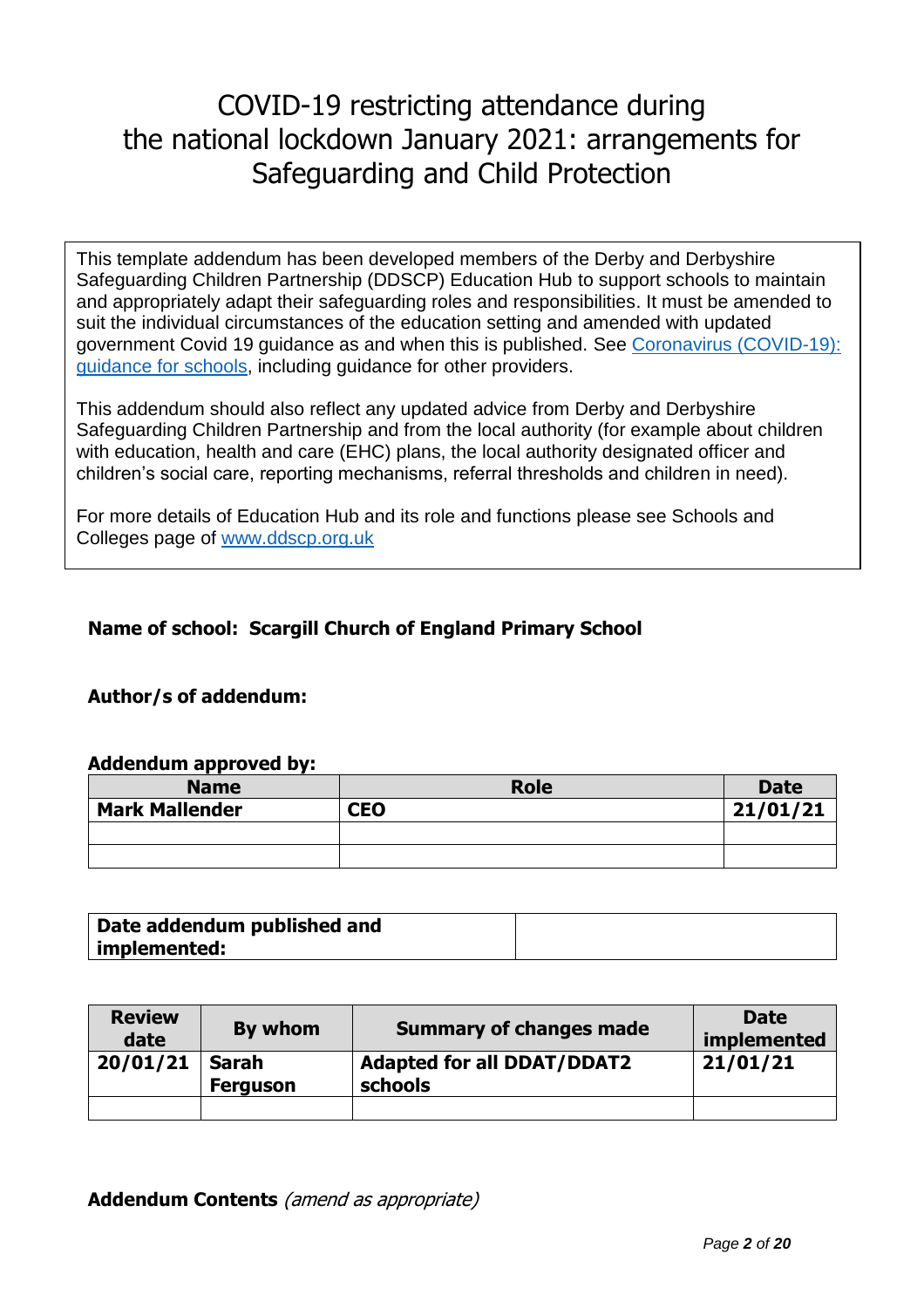# COVID-19 restricting attendance during the national lockdown January 2021: arrangements for Safeguarding and Child Protection

This template addendum has been developed members of the Derby and Derbyshire Safeguarding Children Partnership (DDSCP) Education Hub to support schools to maintain and appropriately adapt their safeguarding roles and responsibilities. It must be amended to suit the individual circumstances of the education setting and amended with updated government Covid 19 guidance as and when this is published. See [Coronavirus (COVID-19): guidance for schools](), including guidance for other providers.

This addendum should also reflect any updated advice from Derby and Derbyshire Safeguarding Children Partnership and from the local authority (for example about children with education, health and care (EHC) plans, the local authority designated officer and children's social care, reporting mechanisms, referral thresholds and children in need).

For more details of Education Hub and its role and functions please see Schools and Colleges page of [www.ddscp.org.uk]()

**Name of school: Scargill Church of England Primary School**

**Author/s of addendum:**

**Addendum approved by:**

| Name | Role | Date |
|---|---|---|
| **Mark Mallender** | **CEO** | **21/01/21** |
| | | |
| | | |

| **Date addendum published and implemented:** | |
|---|---|

| Review date | By whom | Summary of changes made | Date implemented |
|---|---|---|---|
| **20/01/21** | **Sarah Ferguson** | **Adapted for all DDAT/DDAT2 schools** | **21/01/21** |
| | | | |

**Addendum Contents** *(amend as appropriate)*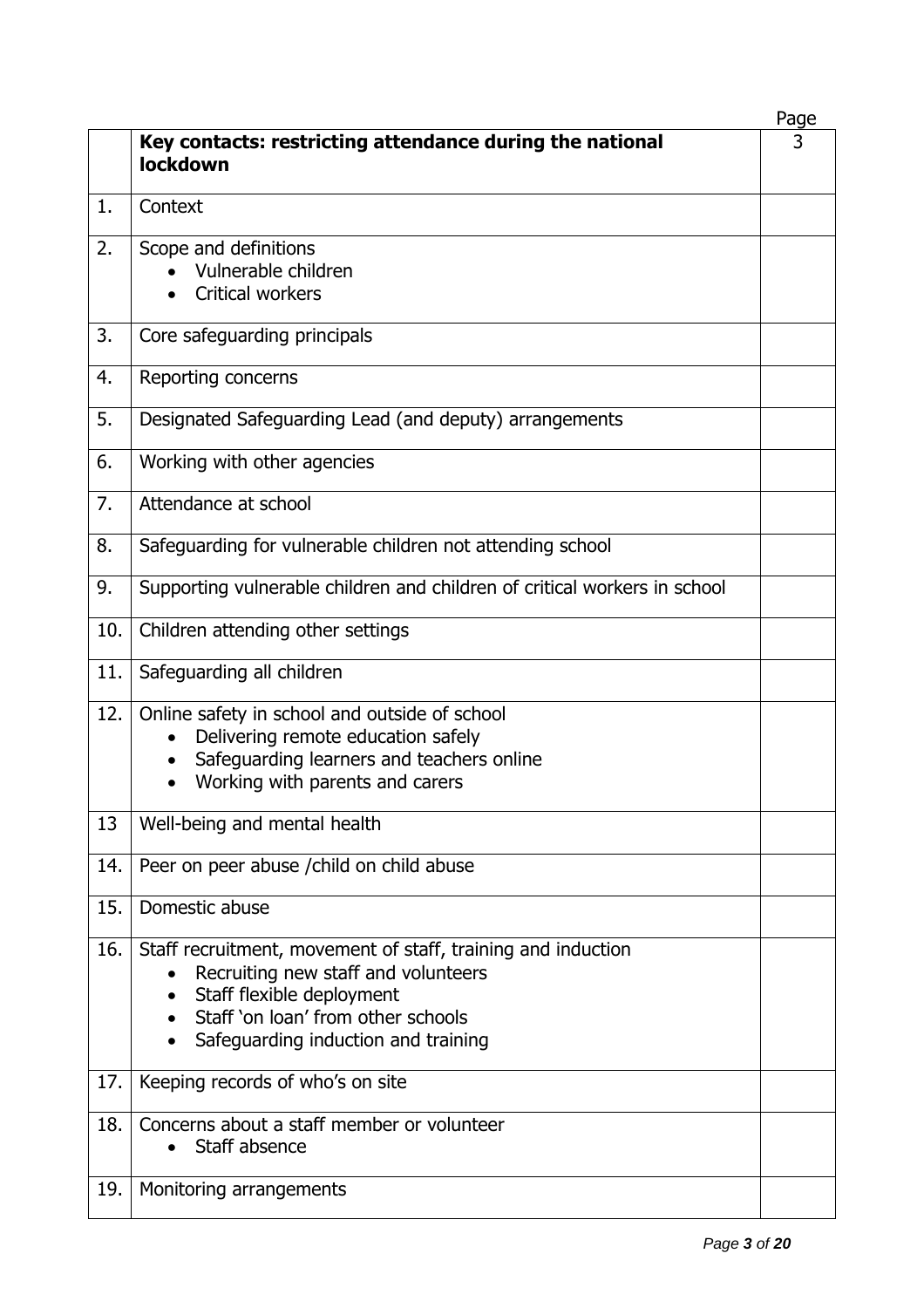| | | Page |
|---|---|---|
| | **Key contacts: restricting attendance during the national lockdown** | 3 |
| 1. | Context | |
| 2. | Scope and definitions<br>• Vulnerable children<br>• Critical workers | |
| 3. | Core safeguarding principals | |
| 4. | Reporting concerns | |
| 5. | Designated Safeguarding Lead (and deputy) arrangements | |
| 6. | Working with other agencies | |
| 7. | Attendance at school | |
| 8. | Safeguarding for vulnerable children not attending school | |
| 9. | Supporting vulnerable children and children of critical workers in school | |
| 10. | Children attending other settings | |
| 11. | Safeguarding all children | |
| 12. | Online safety in school and outside of school<br>• Delivering remote education safely<br>• Safeguarding learners and teachers online<br>• Working with parents and carers | |
| 13 | Well-being and mental health | |
| 14. | Peer on peer abuse /child on child abuse | |
| 15. | Domestic abuse | |
| 16. | Staff recruitment, movement of staff, training and induction<br>• Recruiting new staff and volunteers<br>• Staff flexible deployment<br>• Staff 'on loan' from other schools<br>• Safeguarding induction and training | |
| 17. | Keeping records of who's on site | |
| 18. | Concerns about a staff member or volunteer<br>• Staff absence | |
| 19. | Monitoring arrangements | |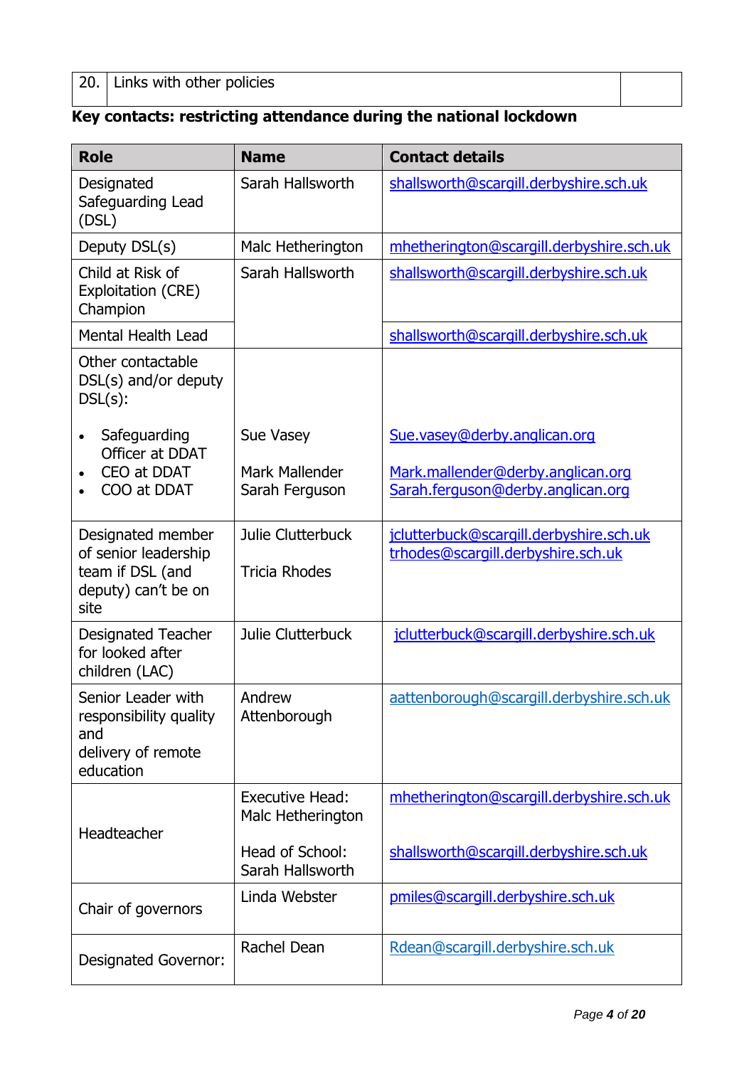| 20. | Links with other policies | |
|---|---|---|

**Key contacts: restricting attendance during the national lockdown**

| Role | Name | Contact details |
|---|---|---|
| Designated Safeguarding Lead (DSL) | Sarah Hallsworth | shallsworth@scargill.derbyshire.sch.uk |
| Deputy DSL(s) | Malc Hetherington | mhetherington@scargill.derbyshire.sch.uk |
| Child at Risk of Exploitation (CRE) Champion | Sarah Hallsworth | shallsworth@scargill.derbyshire.sch.uk |
| Mental Health Lead | | shallsworth@scargill.derbyshire.sch.uk |
| Other contactable DSL(s) and/or deputy DSL(s):<br>• Safeguarding Officer at DDAT<br>• CEO at DDAT<br>• COO at DDAT | Sue Vasey<br>Mark Mallender<br>Sarah Ferguson | Sue.vasey@derby.anglican.org<br>Mark.mallender@derby.anglican.org<br>Sarah.ferguson@derby.anglican.org |
| Designated member of senior leadership team if DSL (and deputy) can't be on site | Julie Clutterbuck<br>Tricia Rhodes | jclutterbuck@scargill.derbyshire.sch.uk<br>trhodes@scargill.derbyshire.sch.uk |
| Designated Teacher for looked after children (LAC) | Julie Clutterbuck | jclutterbuck@scargill.derbyshire.sch.uk |
| Senior Leader with responsibility quality and delivery of remote education | Andrew Attenborough | aattenborough@scargill.derbyshire.sch.uk |
| Headteacher | Executive Head: Malc Hetherington<br>Head of School: Sarah Hallsworth | mhetherington@scargill.derbyshire.sch.uk<br>shallsworth@scargill.derbyshire.sch.uk |
| Chair of governors | Linda Webster | pmiles@scargill.derbyshire.sch.uk |
| Designated Governor: | Rachel Dean | Rdean@scargill.derbyshire.sch.uk |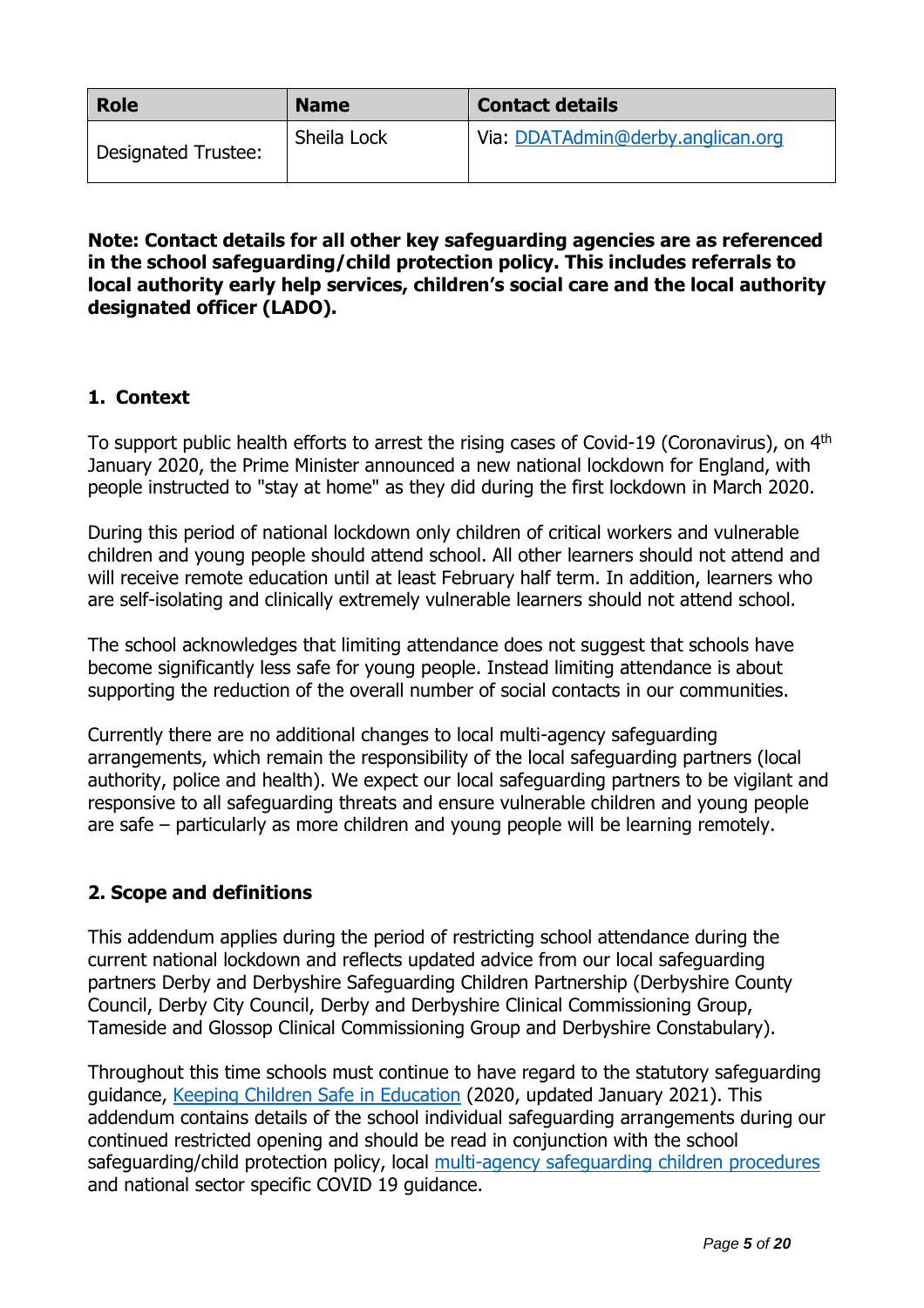| Role | Name | Contact details |
| --- | --- | --- |
| Designated Trustee: | Sheila Lock | Via: [DDATAdmin@derby.anglican.org](mailto:DDATAdmin@derby.anglican.org) |

**Note: Contact details for all other key safeguarding agencies are as referenced in the school safeguarding/child protection policy. This includes referrals to local authority early help services, children's social care and the local authority designated officer (LADO).**

## 1. Context

To support public health efforts to arrest the rising cases of Covid-19 (Coronavirus), on 4th January 2020, the Prime Minister announced a new national lockdown for England, with people instructed to "stay at home" as they did during the first lockdown in March 2020.

During this period of national lockdown only children of critical workers and vulnerable children and young people should attend school. All other learners should not attend and will receive remote education until at least February half term. In addition, learners who are self-isolating and clinically extremely vulnerable learners should not attend school.

The school acknowledges that limiting attendance does not suggest that schools have become significantly less safe for young people. Instead limiting attendance is about supporting the reduction of the overall number of social contacts in our communities.

Currently there are no additional changes to local multi-agency safeguarding arrangements, which remain the responsibility of the local safeguarding partners (local authority, police and health). We expect our local safeguarding partners to be vigilant and responsive to all safeguarding threats and ensure vulnerable children and young people are safe – particularly as more children and young people will be learning remotely.

## 2. Scope and definitions

This addendum applies during the period of restricting school attendance during the current national lockdown and reflects updated advice from our local safeguarding partners Derby and Derbyshire Safeguarding Children Partnership (Derbyshire County Council, Derby City Council, Derby and Derbyshire Clinical Commissioning Group, Tameside and Glossop Clinical Commissioning Group and Derbyshire Constabulary).

Throughout this time schools must continue to have regard to the statutory safeguarding guidance, Keeping Children Safe in Education (2020, updated January 2021). This addendum contains details of the school individual safeguarding arrangements during our continued restricted opening and should be read in conjunction with the school safeguarding/child protection policy, local multi-agency safeguarding children procedures and national sector specific COVID 19 guidance.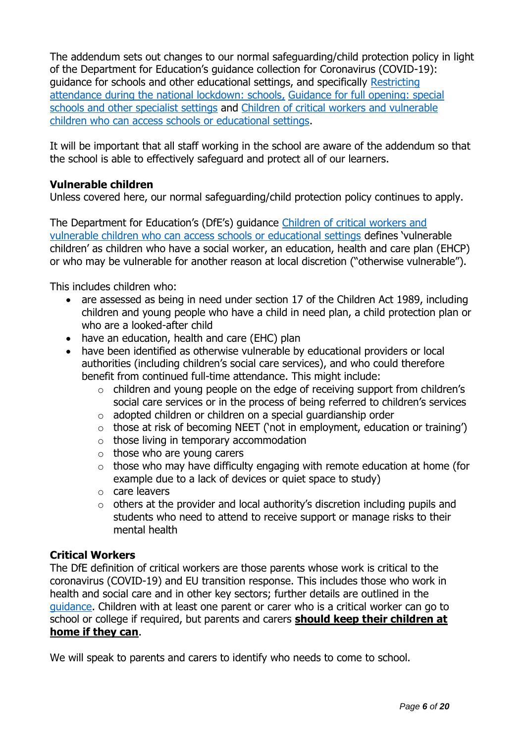The addendum sets out changes to our normal safeguarding/child protection policy in light of the Department for Education's guidance collection for Coronavirus (COVID-19): guidance for schools and other educational settings, and specifically Restricting attendance during the national lockdown: schools, Guidance for full opening: special schools and other specialist settings and Children of critical workers and vulnerable children who can access schools or educational settings.

It will be important that all staff working in the school are aware of the addendum so that the school is able to effectively safeguard and protect all of our learners.

### Vulnerable children

Unless covered here, our normal safeguarding/child protection policy continues to apply.

The Department for Education's (DfE's) guidance Children of critical workers and vulnerable children who can access schools or educational settings defines 'vulnerable children' as children who have a social worker, an education, health and care plan (EHCP) or who may be vulnerable for another reason at local discretion ("otherwise vulnerable").

This includes children who:

- are assessed as being in need under section 17 of the Children Act 1989, including children and young people who have a child in need plan, a child protection plan or who are a looked-after child
- have an education, health and care (EHC) plan
- have been identified as otherwise vulnerable by educational providers or local authorities (including children's social care services), and who could therefore benefit from continued full-time attendance. This might include:
  - children and young people on the edge of receiving support from children's social care services or in the process of being referred to children's services
  - adopted children or children on a special guardianship order
  - those at risk of becoming NEET ('not in employment, education or training')
  - those living in temporary accommodation
  - those who are young carers
  - those who may have difficulty engaging with remote education at home (for example due to a lack of devices or quiet space to study)
  - care leavers
  - others at the provider and local authority's discretion including pupils and students who need to attend to receive support or manage risks to their mental health

### Critical Workers

The DfE definition of critical workers are those parents whose work is critical to the coronavirus (COVID-19) and EU transition response. This includes those who work in health and social care and in other key sectors; further details are outlined in the guidance. Children with at least one parent or carer who is a critical worker can go to school or college if required, but parents and carers **should keep their children at home if they can**.

We will speak to parents and carers to identify who needs to come to school.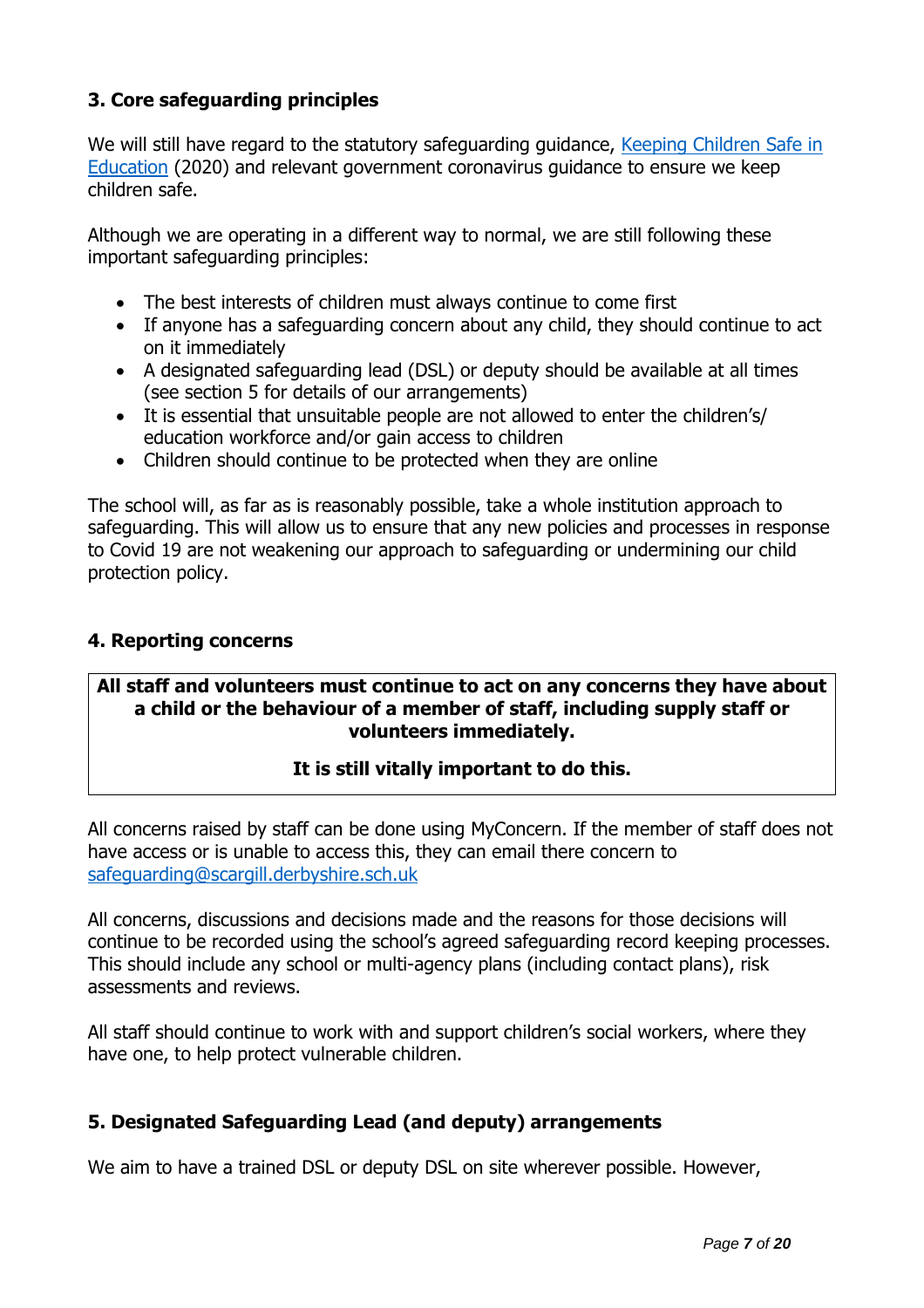## 3. Core safeguarding principles

We will still have regard to the statutory safeguarding guidance, [Keeping Children Safe in Education](#) (2020) and relevant government coronavirus guidance to ensure we keep children safe.

Although we are operating in a different way to normal, we are still following these important safeguarding principles:

- The best interests of children must always continue to come first
- If anyone has a safeguarding concern about any child, they should continue to act on it immediately
- A designated safeguarding lead (DSL) or deputy should be available at all times (see section 5 for details of our arrangements)
- It is essential that unsuitable people are not allowed to enter the children's/ education workforce and/or gain access to children
- Children should continue to be protected when they are online

The school will, as far as is reasonably possible, take a whole institution approach to safeguarding. This will allow us to ensure that any new policies and processes in response to Covid 19 are not weakening our approach to safeguarding or undermining our child protection policy.

## 4. Reporting concerns

**All staff and volunteers must continue to act on any concerns they have about a child or the behaviour of a member of staff, including supply staff or volunteers immediately.**

**It is still vitally important to do this.**

All concerns raised by staff can be done using MyConcern. If the member of staff does not have access or is unable to access this, they can email there concern to [safeguarding@scargill.derbyshire.sch.uk](mailto:safeguarding@scargill.derbyshire.sch.uk)

All concerns, discussions and decisions made and the reasons for those decisions will continue to be recorded using the school's agreed safeguarding record keeping processes. This should include any school or multi-agency plans (including contact plans), risk assessments and reviews.

All staff should continue to work with and support children's social workers, where they have one, to help protect vulnerable children.

## 5. Designated Safeguarding Lead (and deputy) arrangements

We aim to have a trained DSL or deputy DSL on site wherever possible. However,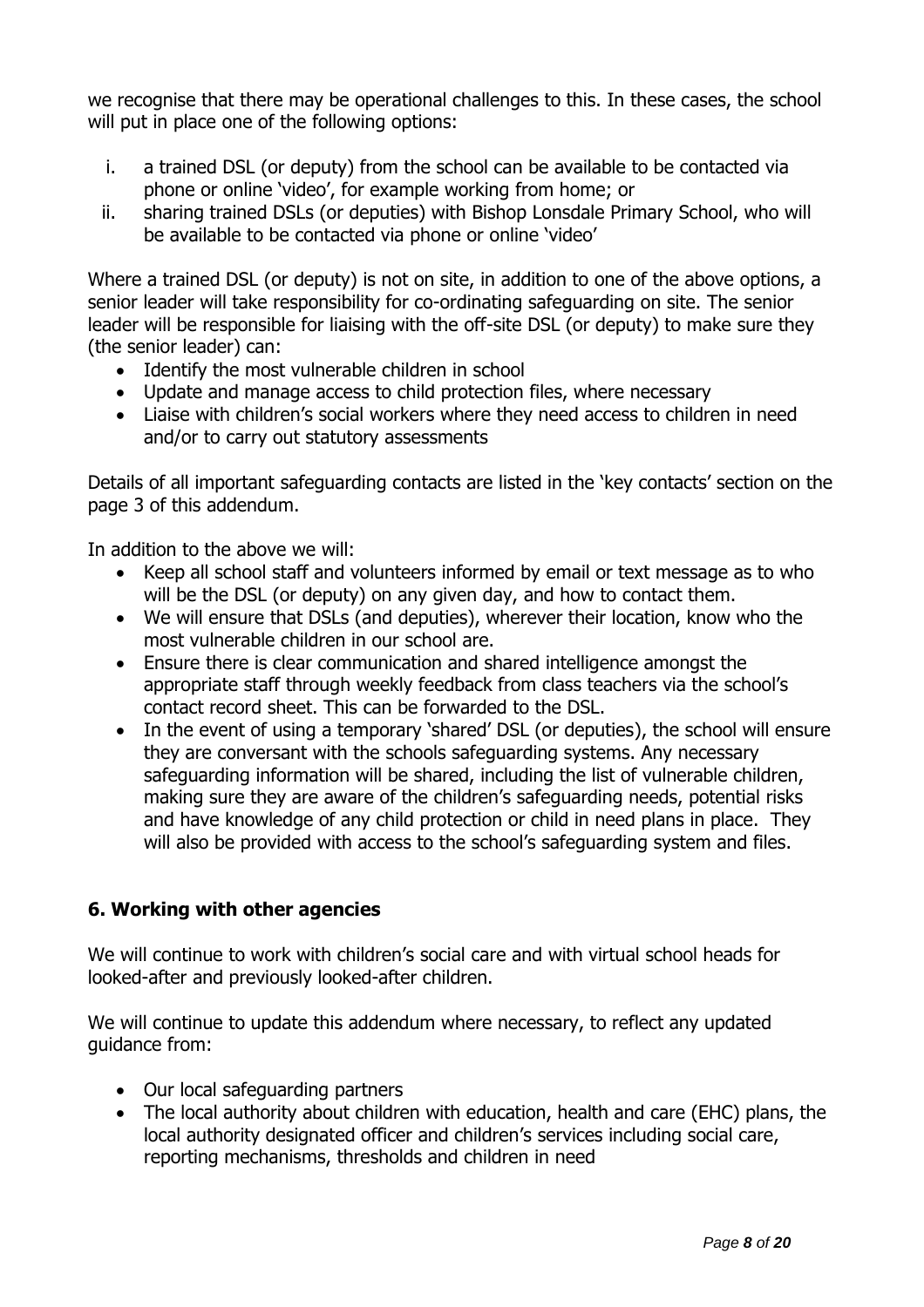we recognise that there may be operational challenges to this. In these cases, the school will put in place one of the following options:

i. a trained DSL (or deputy) from the school can be available to be contacted via phone or online 'video', for example working from home; or
ii. sharing trained DSLs (or deputies) with Bishop Lonsdale Primary School, who will be available to be contacted via phone or online 'video'

Where a trained DSL (or deputy) is not on site, in addition to one of the above options, a senior leader will take responsibility for co-ordinating safeguarding on site. The senior leader will be responsible for liaising with the off-site DSL (or deputy) to make sure they (the senior leader) can:

- Identify the most vulnerable children in school
- Update and manage access to child protection files, where necessary
- Liaise with children's social workers where they need access to children in need and/or to carry out statutory assessments

Details of all important safeguarding contacts are listed in the 'key contacts' section on the page 3 of this addendum.

In addition to the above we will:

- Keep all school staff and volunteers informed by email or text message as to who will be the DSL (or deputy) on any given day, and how to contact them.
- We will ensure that DSLs (and deputies), wherever their location, know who the most vulnerable children in our school are.
- Ensure there is clear communication and shared intelligence amongst the appropriate staff through weekly feedback from class teachers via the school's contact record sheet. This can be forwarded to the DSL.
- In the event of using a temporary 'shared' DSL (or deputies), the school will ensure they are conversant with the schools safeguarding systems. Any necessary safeguarding information will be shared, including the list of vulnerable children, making sure they are aware of the children's safeguarding needs, potential risks and have knowledge of any child protection or child in need plans in place. They will also be provided with access to the school's safeguarding system and files.

## 6. Working with other agencies

We will continue to work with children's social care and with virtual school heads for looked-after and previously looked-after children.

We will continue to update this addendum where necessary, to reflect any updated guidance from:

- Our local safeguarding partners
- The local authority about children with education, health and care (EHC) plans, the local authority designated officer and children's services including social care, reporting mechanisms, thresholds and children in need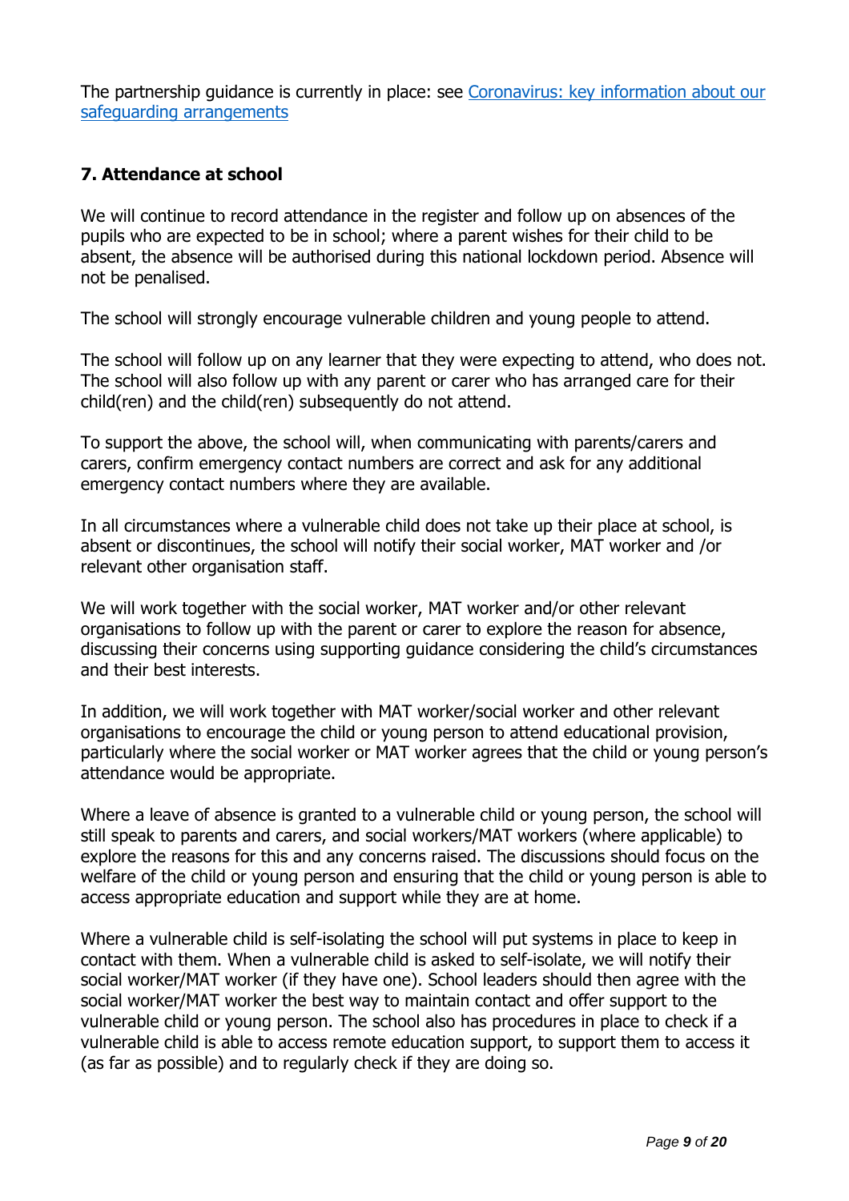The partnership guidance is currently in place: see [Coronavirus: key information about our safeguarding arrangements]()

### 7. Attendance at school

We will continue to record attendance in the register and follow up on absences of the pupils who are expected to be in school; where a parent wishes for their child to be absent, the absence will be authorised during this national lockdown period. Absence will not be penalised.

The school will strongly encourage vulnerable children and young people to attend.

The school will follow up on any learner that they were expecting to attend, who does not. The school will also follow up with any parent or carer who has arranged care for their child(ren) and the child(ren) subsequently do not attend.

To support the above, the school will, when communicating with parents/carers and carers, confirm emergency contact numbers are correct and ask for any additional emergency contact numbers where they are available.

In all circumstances where a vulnerable child does not take up their place at school, is absent or discontinues, the school will notify their social worker, MAT worker and /or relevant other organisation staff.

We will work together with the social worker, MAT worker and/or other relevant organisations to follow up with the parent or carer to explore the reason for absence, discussing their concerns using supporting guidance considering the child's circumstances and their best interests.

In addition, we will work together with MAT worker/social worker and other relevant organisations to encourage the child or young person to attend educational provision, particularly where the social worker or MAT worker agrees that the child or young person's attendance would be appropriate.

Where a leave of absence is granted to a vulnerable child or young person, the school will still speak to parents and carers, and social workers/MAT workers (where applicable) to explore the reasons for this and any concerns raised. The discussions should focus on the welfare of the child or young person and ensuring that the child or young person is able to access appropriate education and support while they are at home.

Where a vulnerable child is self-isolating the school will put systems in place to keep in contact with them. When a vulnerable child is asked to self-isolate, we will notify their social worker/MAT worker (if they have one). School leaders should then agree with the social worker/MAT worker the best way to maintain contact and offer support to the vulnerable child or young person. The school also has procedures in place to check if a vulnerable child is able to access remote education support, to support them to access it (as far as possible) and to regularly check if they are doing so.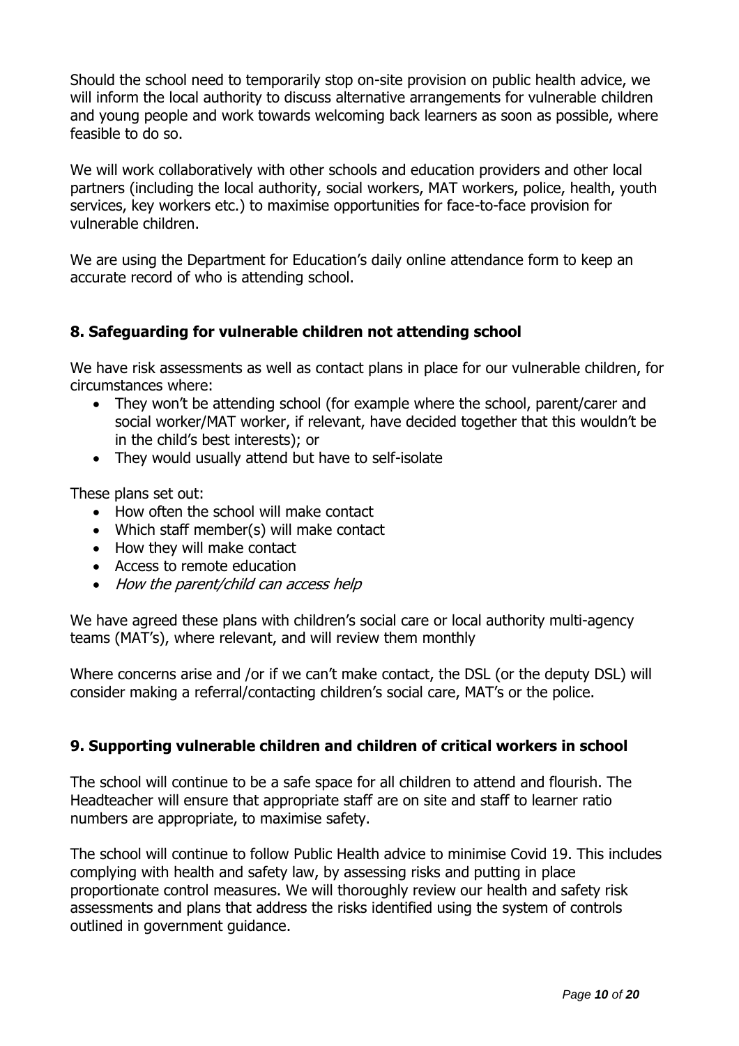Should the school need to temporarily stop on-site provision on public health advice, we will inform the local authority to discuss alternative arrangements for vulnerable children and young people and work towards welcoming back learners as soon as possible, where feasible to do so.

We will work collaboratively with other schools and education providers and other local partners (including the local authority, social workers, MAT workers, police, health, youth services, key workers etc.) to maximise opportunities for face-to-face provision for vulnerable children.

We are using the Department for Education's daily online attendance form to keep an accurate record of who is attending school.

## 8. Safeguarding for vulnerable children not attending school

We have risk assessments as well as contact plans in place for our vulnerable children, for circumstances where:

- They won't be attending school (for example where the school, parent/carer and social worker/MAT worker, if relevant, have decided together that this wouldn't be in the child's best interests); or
- They would usually attend but have to self-isolate

These plans set out:

- How often the school will make contact
- Which staff member(s) will make contact
- How they will make contact
- Access to remote education
- *How the parent/child can access help*

We have agreed these plans with children's social care or local authority multi-agency teams (MAT's), where relevant, and will review them monthly

Where concerns arise and /or if we can't make contact, the DSL (or the deputy DSL) will consider making a referral/contacting children's social care, MAT's or the police.

## 9. Supporting vulnerable children and children of critical workers in school

The school will continue to be a safe space for all children to attend and flourish. The Headteacher will ensure that appropriate staff are on site and staff to learner ratio numbers are appropriate, to maximise safety.

The school will continue to follow Public Health advice to minimise Covid 19. This includes complying with health and safety law, by assessing risks and putting in place proportionate control measures. We will thoroughly review our health and safety risk assessments and plans that address the risks identified using the system of controls outlined in government guidance.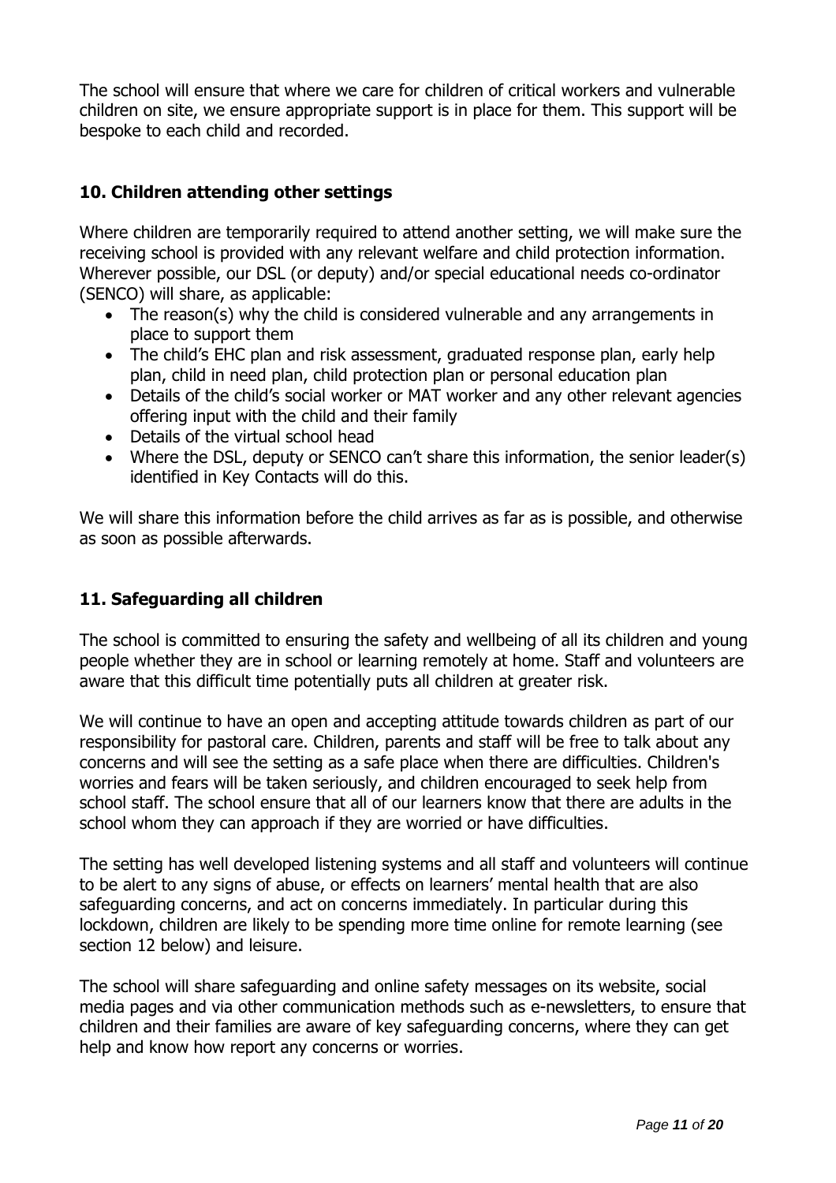The school will ensure that where we care for children of critical workers and vulnerable children on site, we ensure appropriate support is in place for them. This support will be bespoke to each child and recorded.

## 10. Children attending other settings

Where children are temporarily required to attend another setting, we will make sure the receiving school is provided with any relevant welfare and child protection information. Wherever possible, our DSL (or deputy) and/or special educational needs co-ordinator (SENCO) will share, as applicable:

- The reason(s) why the child is considered vulnerable and any arrangements in place to support them
- The child's EHC plan and risk assessment, graduated response plan, early help plan, child in need plan, child protection plan or personal education plan
- Details of the child's social worker or MAT worker and any other relevant agencies offering input with the child and their family
- Details of the virtual school head
- Where the DSL, deputy or SENCO can't share this information, the senior leader(s) identified in Key Contacts will do this.

We will share this information before the child arrives as far as is possible, and otherwise as soon as possible afterwards.

## 11. Safeguarding all children

The school is committed to ensuring the safety and wellbeing of all its children and young people whether they are in school or learning remotely at home. Staff and volunteers are aware that this difficult time potentially puts all children at greater risk.

We will continue to have an open and accepting attitude towards children as part of our responsibility for pastoral care. Children, parents and staff will be free to talk about any concerns and will see the setting as a safe place when there are difficulties. Children's worries and fears will be taken seriously, and children encouraged to seek help from school staff. The school ensure that all of our learners know that there are adults in the school whom they can approach if they are worried or have difficulties.

The setting has well developed listening systems and all staff and volunteers will continue to be alert to any signs of abuse, or effects on learners' mental health that are also safeguarding concerns, and act on concerns immediately. In particular during this lockdown, children are likely to be spending more time online for remote learning (see section 12 below) and leisure.

The school will share safeguarding and online safety messages on its website, social media pages and via other communication methods such as e-newsletters, to ensure that children and their families are aware of key safeguarding concerns, where they can get help and know how report any concerns or worries.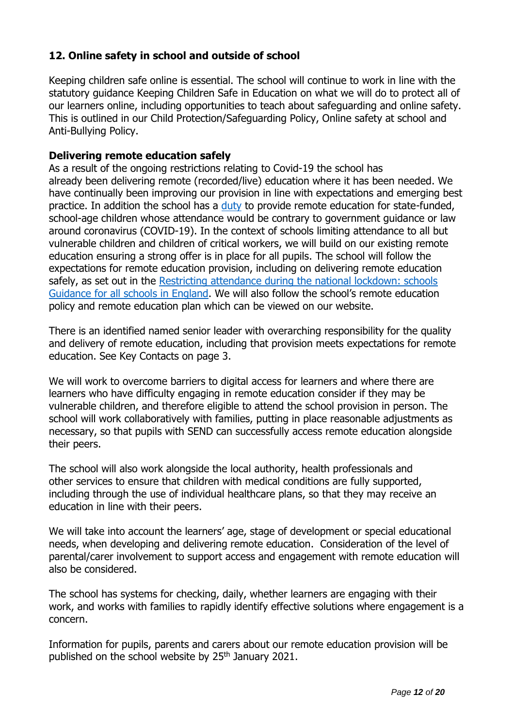## 12. Online safety in school and outside of school

Keeping children safe online is essential. The school will continue to work in line with the statutory guidance Keeping Children Safe in Education on what we will do to protect all of our learners online, including opportunities to teach about safeguarding and online safety. This is outlined in our Child Protection/Safeguarding Policy, Online safety at school and Anti-Bullying Policy.

### Delivering remote education safely

As a result of the ongoing restrictions relating to Covid-19 the school has already been delivering remote (recorded/live) education where it has been needed. We have continually been improving our provision in line with expectations and emerging best practice. In addition the school has a duty to provide remote education for state-funded, school-age children whose attendance would be contrary to government guidance or law around coronavirus (COVID-19). In the context of schools limiting attendance to all but vulnerable children and children of critical workers, we will build on our existing remote education ensuring a strong offer is in place for all pupils. The school will follow the expectations for remote education provision, including on delivering remote education safely, as set out in the Restricting attendance during the national lockdown: schools Guidance for all schools in England. We will also follow the school's remote education policy and remote education plan which can be viewed on our website.

There is an identified named senior leader with overarching responsibility for the quality and delivery of remote education, including that provision meets expectations for remote education. See Key Contacts on page 3.

We will work to overcome barriers to digital access for learners and where there are learners who have difficulty engaging in remote education consider if they may be vulnerable children, and therefore eligible to attend the school provision in person. The school will work collaboratively with families, putting in place reasonable adjustments as necessary, so that pupils with SEND can successfully access remote education alongside their peers.

The school will also work alongside the local authority, health professionals and other services to ensure that children with medical conditions are fully supported, including through the use of individual healthcare plans, so that they may receive an education in line with their peers.

We will take into account the learners' age, stage of development or special educational needs, when developing and delivering remote education. Consideration of the level of parental/carer involvement to support access and engagement with remote education will also be considered.

The school has systems for checking, daily, whether learners are engaging with their work, and works with families to rapidly identify effective solutions where engagement is a concern.

Information for pupils, parents and carers about our remote education provision will be published on the school website by 25th January 2021.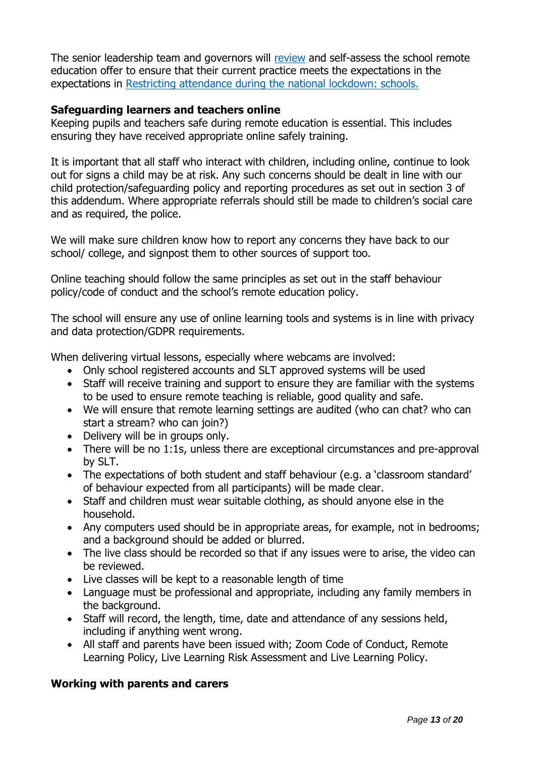The senior leadership team and governors will [review](review) and self-assess the school remote education offer to ensure that their current practice meets the expectations in the expectations in [Restricting attendance during the national lockdown: schools.](Restricting attendance during the national lockdown: schools.)

**Safeguarding learners and teachers online**

Keeping pupils and teachers safe during remote education is essential. This includes ensuring they have received appropriate online safely training.

It is important that all staff who interact with children, including online, continue to look out for signs a child may be at risk. Any such concerns should be dealt in line with our child protection/safeguarding policy and reporting procedures as set out in section 3 of this addendum. Where appropriate referrals should still be made to children's social care and as required, the police.

We will make sure children know how to report any concerns they have back to our school/ college, and signpost them to other sources of support too.

Online teaching should follow the same principles as set out in the staff behaviour policy/code of conduct and the school's remote education policy.

The school will ensure any use of online learning tools and systems is in line with privacy and data protection/GDPR requirements.

When delivering virtual lessons, especially where webcams are involved:

- Only school registered accounts and SLT approved systems will be used
- Staff will receive training and support to ensure they are familiar with the systems to be used to ensure remote teaching is reliable, good quality and safe.
- We will ensure that remote learning settings are audited (who can chat? who can start a stream? who can join?)
- Delivery will be in groups only.
- There will be no 1:1s, unless there are exceptional circumstances and pre-approval by SLT.
- The expectations of both student and staff behaviour (e.g. a 'classroom standard' of behaviour expected from all participants) will be made clear.
- Staff and children must wear suitable clothing, as should anyone else in the household.
- Any computers used should be in appropriate areas, for example, not in bedrooms; and a background should be added or blurred.
- The live class should be recorded so that if any issues were to arise, the video can be reviewed.
- Live classes will be kept to a reasonable length of time
- Language must be professional and appropriate, including any family members in the background.
- Staff will record, the length, time, date and attendance of any sessions held, including if anything went wrong.
- All staff and parents have been issued with; Zoom Code of Conduct, Remote Learning Policy, Live Learning Risk Assessment and Live Learning Policy.

**Working with parents and carers**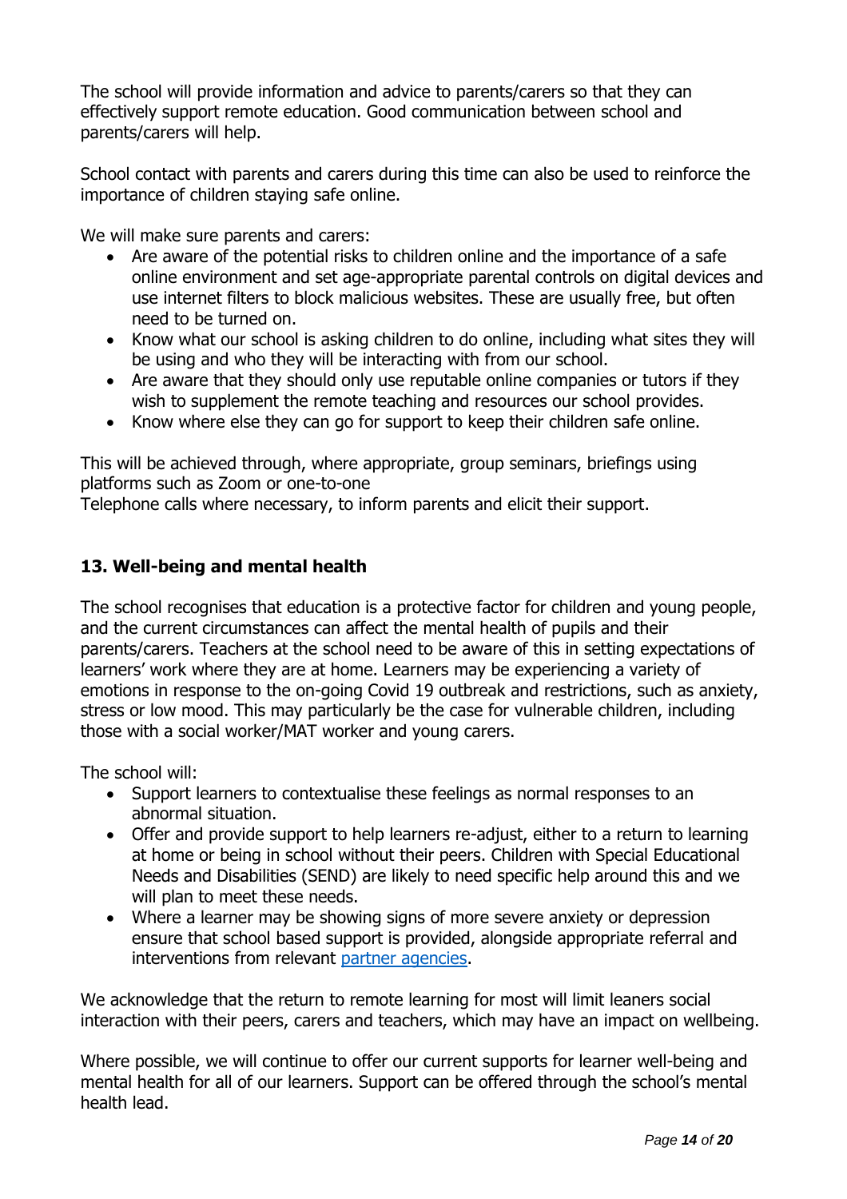The school will provide information and advice to parents/carers so that they can effectively support remote education. Good communication between school and parents/carers will help.

School contact with parents and carers during this time can also be used to reinforce the importance of children staying safe online.

We will make sure parents and carers:

- Are aware of the potential risks to children online and the importance of a safe online environment and set age-appropriate parental controls on digital devices and use internet filters to block malicious websites. These are usually free, but often need to be turned on.
- Know what our school is asking children to do online, including what sites they will be using and who they will be interacting with from our school.
- Are aware that they should only use reputable online companies or tutors if they wish to supplement the remote teaching and resources our school provides.
- Know where else they can go for support to keep their children safe online.

This will be achieved through, where appropriate, group seminars, briefings using platforms such as Zoom or one-to-one
Telephone calls where necessary, to inform parents and elicit their support.

## 13. Well-being and mental health

The school recognises that education is a protective factor for children and young people, and the current circumstances can affect the mental health of pupils and their parents/carers. Teachers at the school need to be aware of this in setting expectations of learners' work where they are at home. Learners may be experiencing a variety of emotions in response to the on-going Covid 19 outbreak and restrictions, such as anxiety, stress or low mood. This may particularly be the case for vulnerable children, including those with a social worker/MAT worker and young carers.

The school will:

- Support learners to contextualise these feelings as normal responses to an abnormal situation.
- Offer and provide support to help learners re-adjust, either to a return to learning at home or being in school without their peers. Children with Special Educational Needs and Disabilities (SEND) are likely to need specific help around this and we will plan to meet these needs.
- Where a learner may be showing signs of more severe anxiety or depression ensure that school based support is provided, alongside appropriate referral and interventions from relevant partner agencies.

We acknowledge that the return to remote learning for most will limit leaners social interaction with their peers, carers and teachers, which may have an impact on wellbeing.

Where possible, we will continue to offer our current supports for learner well-being and mental health for all of our learners. Support can be offered through the school's mental health lead.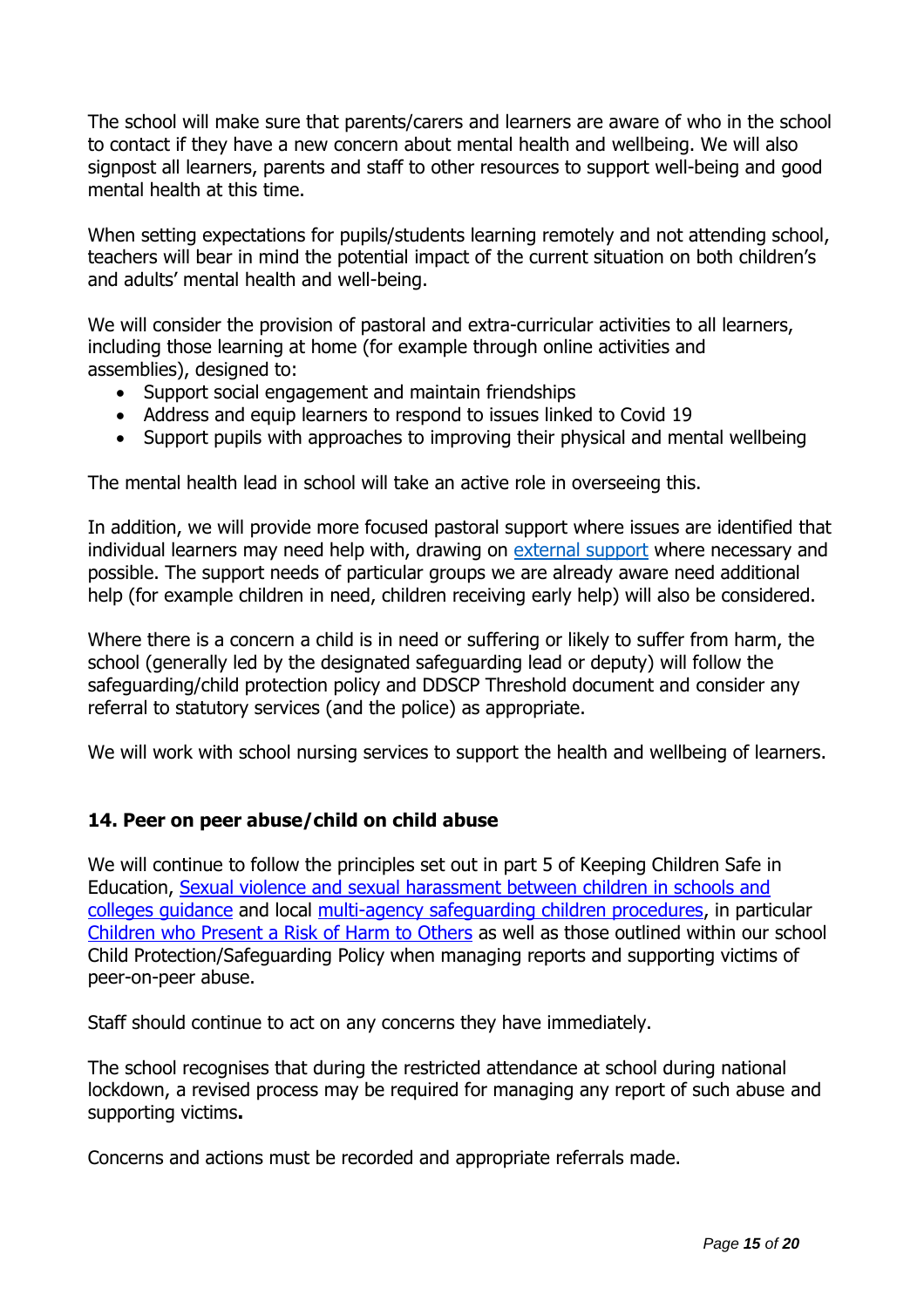The school will make sure that parents/carers and learners are aware of who in the school to contact if they have a new concern about mental health and wellbeing. We will also signpost all learners, parents and staff to other resources to support well-being and good mental health at this time.

When setting expectations for pupils/students learning remotely and not attending school, teachers will bear in mind the potential impact of the current situation on both children's and adults' mental health and well-being.

We will consider the provision of pastoral and extra-curricular activities to all learners, including those learning at home (for example through online activities and assemblies), designed to:

- Support social engagement and maintain friendships
- Address and equip learners to respond to issues linked to Covid 19
- Support pupils with approaches to improving their physical and mental wellbeing

The mental health lead in school will take an active role in overseeing this.

In addition, we will provide more focused pastoral support where issues are identified that individual learners may need help with, drawing on external support where necessary and possible. The support needs of particular groups we are already aware need additional help (for example children in need, children receiving early help) will also be considered.

Where there is a concern a child is in need or suffering or likely to suffer from harm, the school (generally led by the designated safeguarding lead or deputy) will follow the safeguarding/child protection policy and DDSCP Threshold document and consider any referral to statutory services (and the police) as appropriate.

We will work with school nursing services to support the health and wellbeing of learners.

## 14. Peer on peer abuse/child on child abuse

We will continue to follow the principles set out in part 5 of Keeping Children Safe in Education, Sexual violence and sexual harassment between children in schools and colleges guidance and local multi-agency safeguarding children procedures, in particular Children who Present a Risk of Harm to Others as well as those outlined within our school Child Protection/Safeguarding Policy when managing reports and supporting victims of peer-on-peer abuse.

Staff should continue to act on any concerns they have immediately.

The school recognises that during the restricted attendance at school during national lockdown, a revised process may be required for managing any report of such abuse and supporting victims**.**

Concerns and actions must be recorded and appropriate referrals made.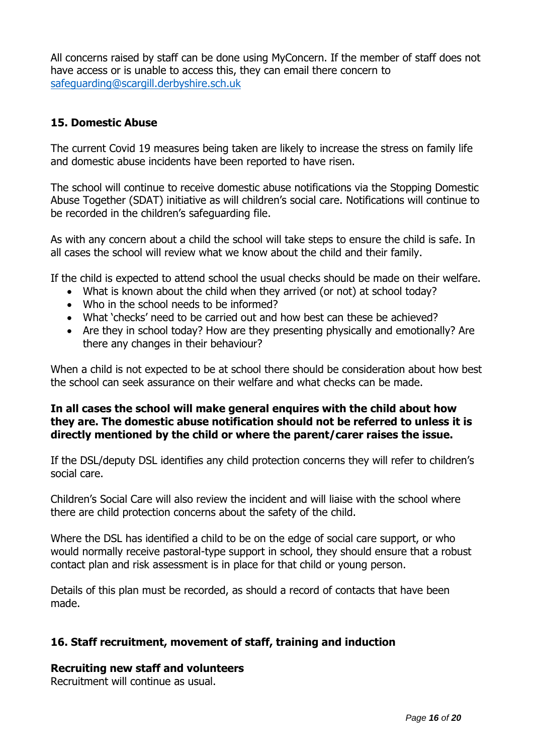All concerns raised by staff can be done using MyConcern. If the member of staff does not have access or is unable to access this, they can email there concern to [safeguarding@scargill.derbyshire.sch.uk](mailto:safeguarding@scargill.derbyshire.sch.uk)

### 15. Domestic Abuse

The current Covid 19 measures being taken are likely to increase the stress on family life and domestic abuse incidents have been reported to have risen.

The school will continue to receive domestic abuse notifications via the Stopping Domestic Abuse Together (SDAT) initiative as will children's social care. Notifications will continue to be recorded in the children's safeguarding file.

As with any concern about a child the school will take steps to ensure the child is safe. In all cases the school will review what we know about the child and their family.

If the child is expected to attend school the usual checks should be made on their welfare.

- What is known about the child when they arrived (or not) at school today?
- Who in the school needs to be informed?
- What 'checks' need to be carried out and how best can these be achieved?
- Are they in school today? How are they presenting physically and emotionally? Are there any changes in their behaviour?

When a child is not expected to be at school there should be consideration about how best the school can seek assurance on their welfare and what checks can be made.

**In all cases the school will make general enquires with the child about how they are. The domestic abuse notification should not be referred to unless it is directly mentioned by the child or where the parent/carer raises the issue.**

If the DSL/deputy DSL identifies any child protection concerns they will refer to children's social care.

Children's Social Care will also review the incident and will liaise with the school where there are child protection concerns about the safety of the child.

Where the DSL has identified a child to be on the edge of social care support, or who would normally receive pastoral-type support in school, they should ensure that a robust contact plan and risk assessment is in place for that child or young person.

Details of this plan must be recorded, as should a record of contacts that have been made.

### 16. Staff recruitment, movement of staff, training and induction

**Recruiting new staff and volunteers**
Recruitment will continue as usual.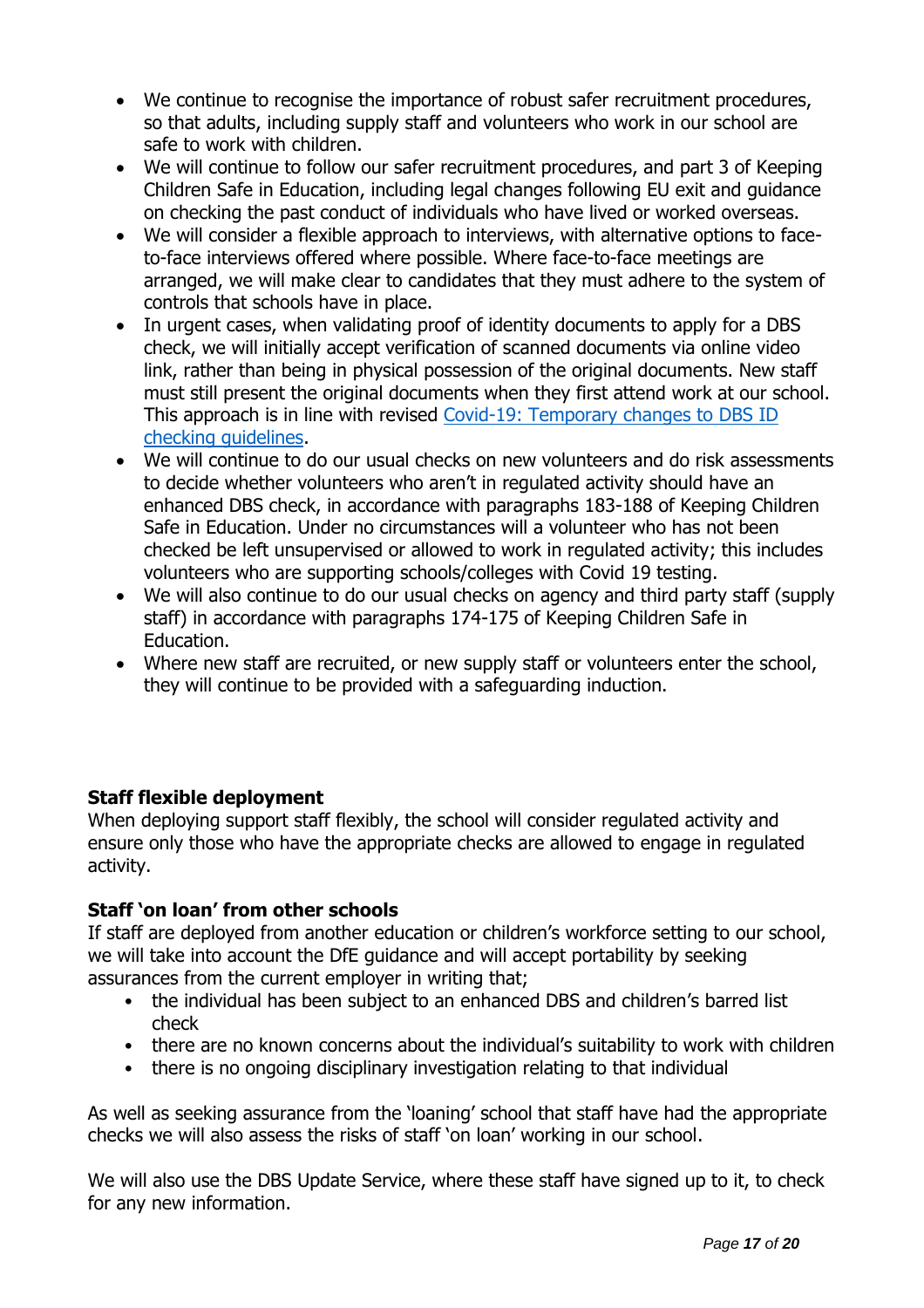- We continue to recognise the importance of robust safer recruitment procedures, so that adults, including supply staff and volunteers who work in our school are safe to work with children.
- We will continue to follow our safer recruitment procedures, and part 3 of Keeping Children Safe in Education, including legal changes following EU exit and guidance on checking the past conduct of individuals who have lived or worked overseas.
- We will consider a flexible approach to interviews, with alternative options to face-to-face interviews offered where possible. Where face-to-face meetings are arranged, we will make clear to candidates that they must adhere to the system of controls that schools have in place.
- In urgent cases, when validating proof of identity documents to apply for a DBS check, we will initially accept verification of scanned documents via online video link, rather than being in physical possession of the original documents. New staff must still present the original documents when they first attend work at our school. This approach is in line with revised Covid-19: Temporary changes to DBS ID checking guidelines.
- We will continue to do our usual checks on new volunteers and do risk assessments to decide whether volunteers who aren't in regulated activity should have an enhanced DBS check, in accordance with paragraphs 183-188 of Keeping Children Safe in Education. Under no circumstances will a volunteer who has not been checked be left unsupervised or allowed to work in regulated activity; this includes volunteers who are supporting schools/colleges with Covid 19 testing.
- We will also continue to do our usual checks on agency and third party staff (supply staff) in accordance with paragraphs 174-175 of Keeping Children Safe in Education.
- Where new staff are recruited, or new supply staff or volunteers enter the school, they will continue to be provided with a safeguarding induction.

**Staff flexible deployment**

When deploying support staff flexibly, the school will consider regulated activity and ensure only those who have the appropriate checks are allowed to engage in regulated activity.

**Staff 'on loan' from other schools**

If staff are deployed from another education or children's workforce setting to our school, we will take into account the DfE guidance and will accept portability by seeking assurances from the current employer in writing that;

- the individual has been subject to an enhanced DBS and children's barred list check
- there are no known concerns about the individual's suitability to work with children
- there is no ongoing disciplinary investigation relating to that individual

As well as seeking assurance from the 'loaning' school that staff have had the appropriate checks we will also assess the risks of staff 'on loan' working in our school.

We will also use the DBS Update Service, where these staff have signed up to it, to check for any new information.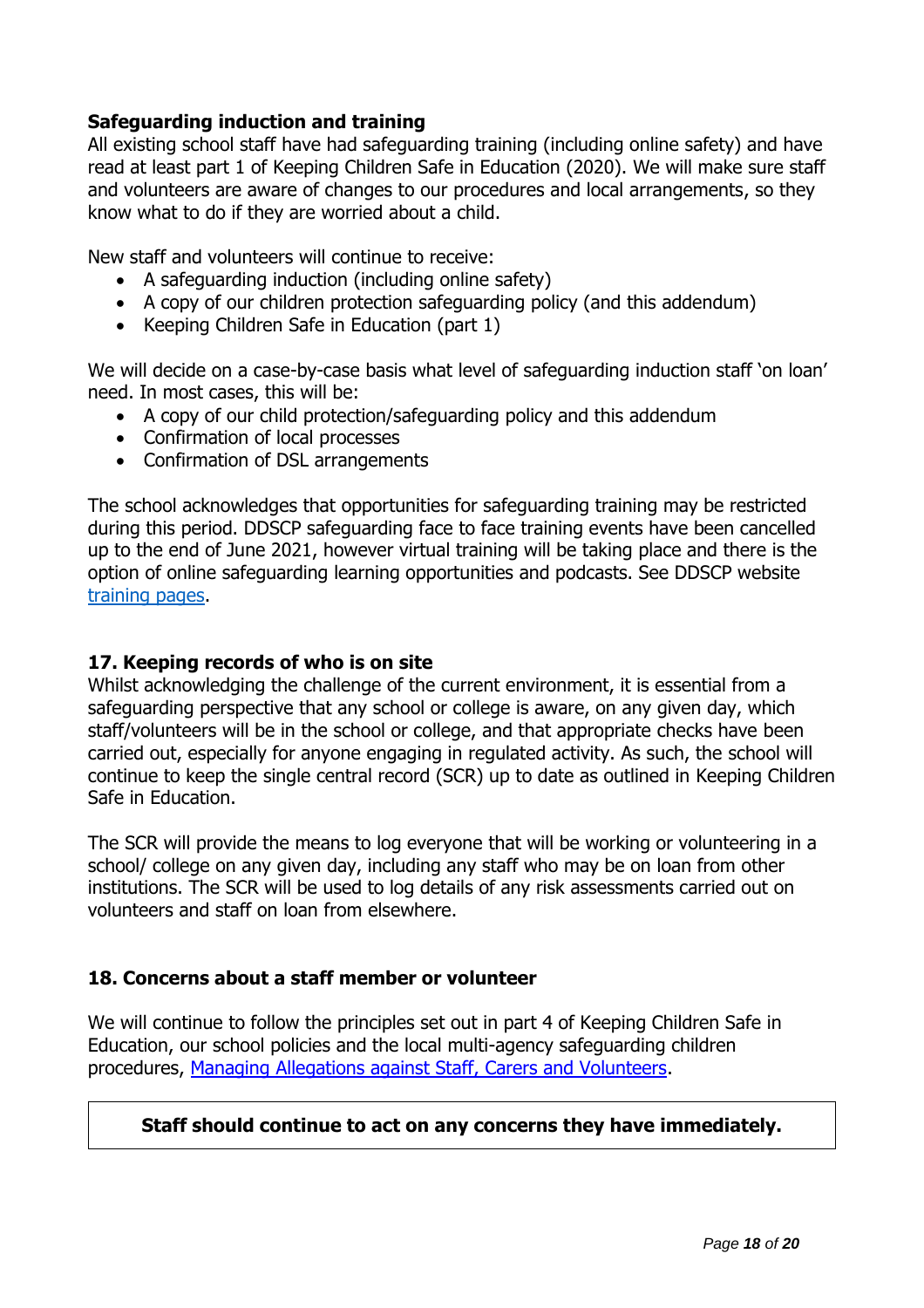### Safeguarding induction and training

All existing school staff have had safeguarding training (including online safety) and have read at least part 1 of Keeping Children Safe in Education (2020). We will make sure staff and volunteers are aware of changes to our procedures and local arrangements, so they know what to do if they are worried about a child.

New staff and volunteers will continue to receive:

- A safeguarding induction (including online safety)
- A copy of our children protection safeguarding policy (and this addendum)
- Keeping Children Safe in Education (part 1)

We will decide on a case-by-case basis what level of safeguarding induction staff 'on loan' need. In most cases, this will be:

- A copy of our child protection/safeguarding policy and this addendum
- Confirmation of local processes
- Confirmation of DSL arrangements

The school acknowledges that opportunities for safeguarding training may be restricted during this period. DDSCP safeguarding face to face training events have been cancelled up to the end of June 2021, however virtual training will be taking place and there is the option of online safeguarding learning opportunities and podcasts. See DDSCP website training pages.

### 17. Keeping records of who is on site

Whilst acknowledging the challenge of the current environment, it is essential from a safeguarding perspective that any school or college is aware, on any given day, which staff/volunteers will be in the school or college, and that appropriate checks have been carried out, especially for anyone engaging in regulated activity. As such, the school will continue to keep the single central record (SCR) up to date as outlined in Keeping Children Safe in Education.

The SCR will provide the means to log everyone that will be working or volunteering in a school/ college on any given day, including any staff who may be on loan from other institutions. The SCR will be used to log details of any risk assessments carried out on volunteers and staff on loan from elsewhere.

### 18. Concerns about a staff member or volunteer

We will continue to follow the principles set out in part 4 of Keeping Children Safe in Education, our school policies and the local multi-agency safeguarding children procedures, Managing Allegations against Staff, Carers and Volunteers.

**Staff should continue to act on any concerns they have immediately.**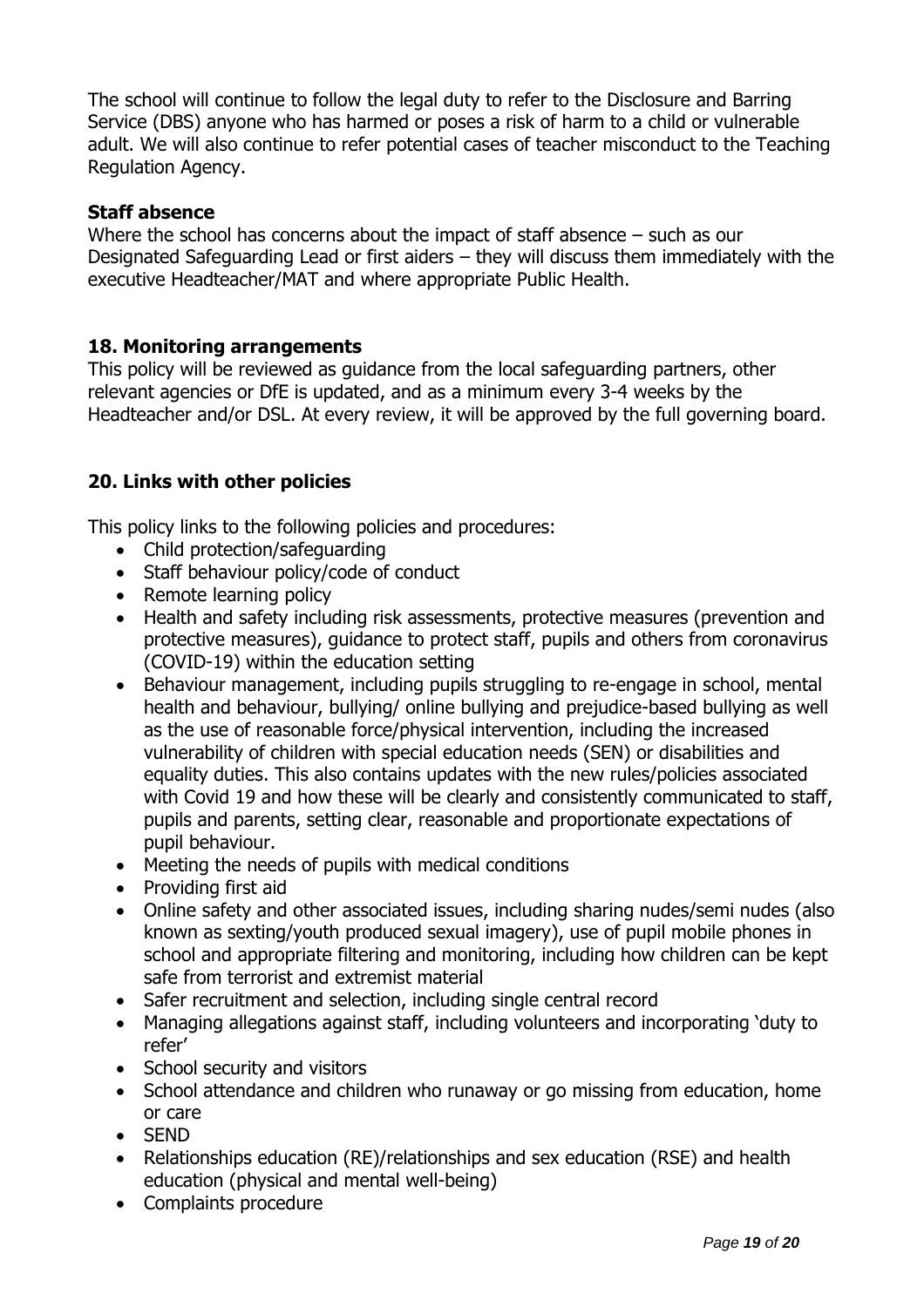The school will continue to follow the legal duty to refer to the Disclosure and Barring Service (DBS) anyone who has harmed or poses a risk of harm to a child or vulnerable adult. We will also continue to refer potential cases of teacher misconduct to the Teaching Regulation Agency.

**Staff absence**

Where the school has concerns about the impact of staff absence – such as our Designated Safeguarding Lead or first aiders – they will discuss them immediately with the executive Headteacher/MAT and where appropriate Public Health.

## 18. Monitoring arrangements

This policy will be reviewed as guidance from the local safeguarding partners, other relevant agencies or DfE is updated, and as a minimum every 3-4 weeks by the Headteacher and/or DSL. At every review, it will be approved by the full governing board.

## 20. Links with other policies

This policy links to the following policies and procedures:

- Child protection/safeguarding
- Staff behaviour policy/code of conduct
- Remote learning policy
- Health and safety including risk assessments, protective measures (prevention and protective measures), guidance to protect staff, pupils and others from coronavirus (COVID-19) within the education setting
- Behaviour management, including pupils struggling to re-engage in school, mental health and behaviour, bullying/ online bullying and prejudice-based bullying as well as the use of reasonable force/physical intervention, including the increased vulnerability of children with special education needs (SEN) or disabilities and equality duties. This also contains updates with the new rules/policies associated with Covid 19 and how these will be clearly and consistently communicated to staff, pupils and parents, setting clear, reasonable and proportionate expectations of pupil behaviour.
- Meeting the needs of pupils with medical conditions
- Providing first aid
- Online safety and other associated issues, including sharing nudes/semi nudes (also known as sexting/youth produced sexual imagery), use of pupil mobile phones in school and appropriate filtering and monitoring, including how children can be kept safe from terrorist and extremist material
- Safer recruitment and selection, including single central record
- Managing allegations against staff, including volunteers and incorporating 'duty to refer'
- School security and visitors
- School attendance and children who runaway or go missing from education, home or care
- SEND
- Relationships education (RE)/relationships and sex education (RSE) and health education (physical and mental well-being)
- Complaints procedure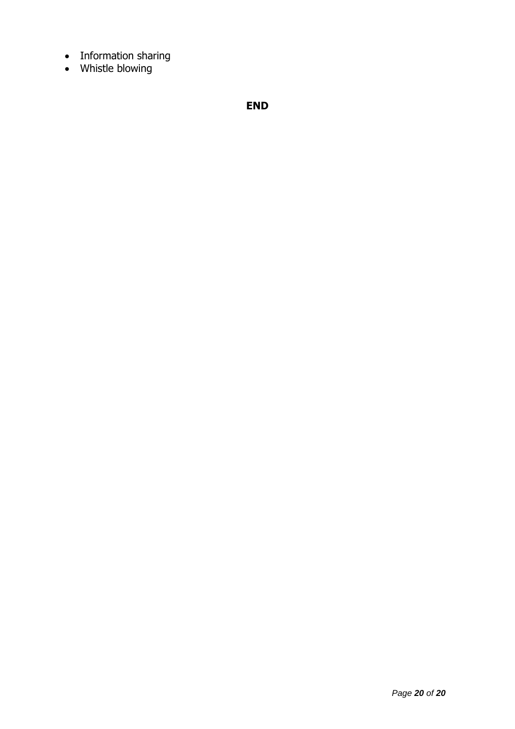- Information sharing
- Whistle blowing

**END**